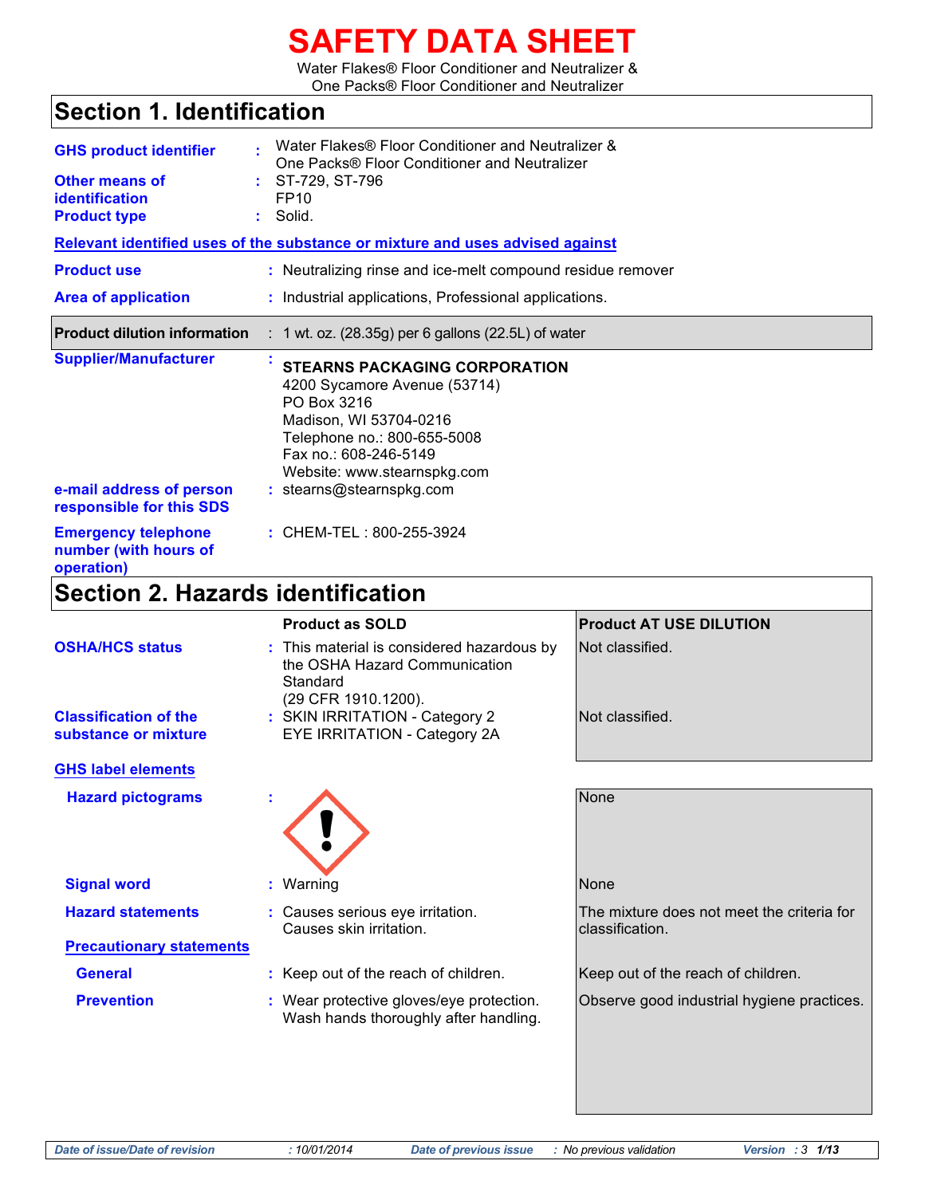# SAFETY DATA SHEET

Water Flakes® Floor Conditioner and Neutralizer &
One Packs® Floor Conditioner and Neutralizer

## Section 1. Identification

**GHS product identifier** : Water Flakes® Floor Conditioner and Neutralizer & One Packs® Floor Conditioner and Neutralizer

**Other means of identification** : ST-729, ST-796
FP10

**Product type** : Solid.

**Relevant identified uses of the substance or mixture and uses advised against**

**Product use** : Neutralizing rinse and ice-melt compound residue remover

**Area of application** : Industrial applications, Professional applications.

**Product dilution information** : 1 wt. oz. (28.35g) per 6 gallons (22.5L) of water

**Supplier/Manufacturer** :
**STEARNS PACKAGING CORPORATION**
4200 Sycamore Avenue (53714)
PO Box 3216
Madison, WI 53704-0216
Telephone no.: 800-655-5008
Fax no.: 608-246-5149
Website: www.stearnspkg.com

**e-mail address of person responsible for this SDS** : stearns@stearnspkg.com

**Emergency telephone number (with hours of operation)** : CHEM-TEL : 800-255-3924

## Section 2. Hazards identification

| | Product as SOLD | Product AT USE DILUTION |
|---|---|---|
| **OSHA/HCS status** | This material is considered hazardous by the OSHA Hazard Communication Standard (29 CFR 1910.1200). | Not classified. |
| **Classification of the substance or mixture** | SKIN IRRITATION - Category 2<br>EYE IRRITATION - Category 2A | Not classified. |
| **GHS label elements** | | |
| **Hazard pictograms** | (exclamation mark pictogram) | None |
| **Signal word** | Warning | None |
| **Hazard statements** | Causes serious eye irritation.<br>Causes skin irritation. | The mixture does not meet the criteria for classification. |
| **Precautionary statements** | | |
| **General** | Keep out of the reach of children. | Keep out of the reach of children. |
| **Prevention** | Wear protective gloves/eye protection.<br>Wash hands thoroughly after handling. | Observe good industrial hygiene practices. |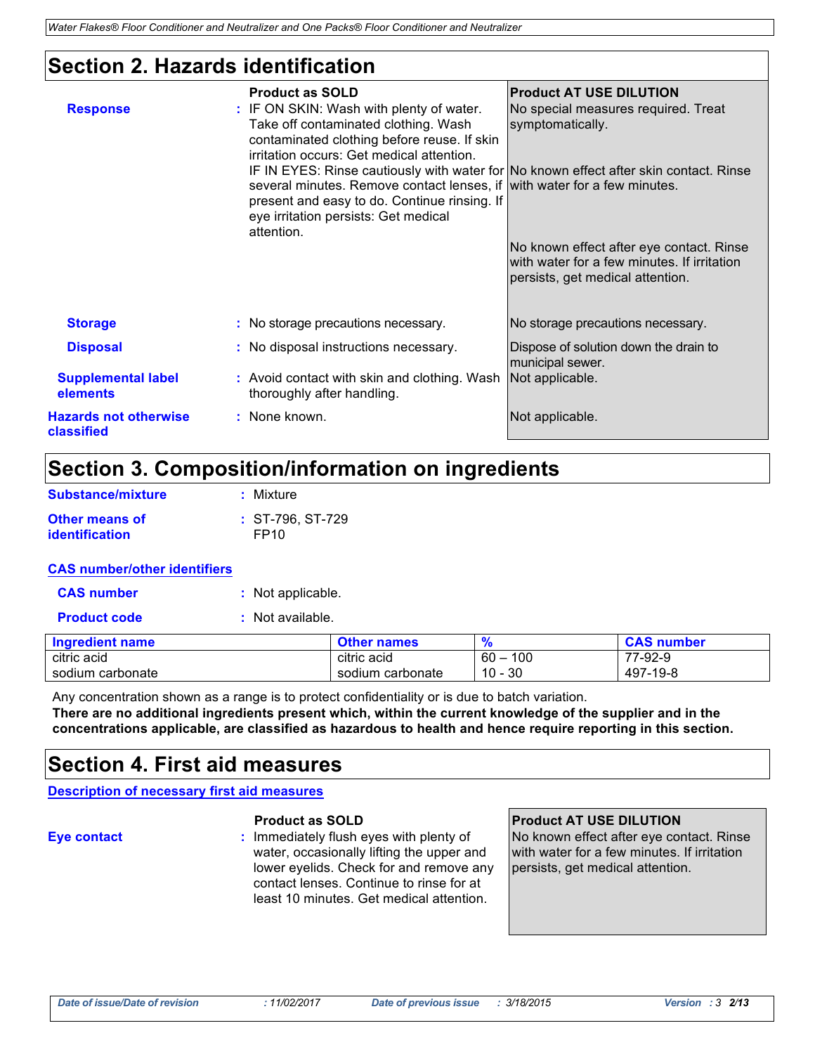## Section 2. Hazards identification

| | Product as SOLD | Product AT USE DILUTION |
|---|---|---|
| **Response** | : IF ON SKIN: Wash with plenty of water. Take off contaminated clothing. Wash contaminated clothing before reuse. If skin irritation occurs: Get medical attention. IF IN EYES: Rinse cautiously with water for several minutes. Remove contact lenses, if present and easy to do. Continue rinsing. If eye irritation persists: Get medical attention. | No special measures required. Treat symptomatically. No known effect after skin contact. Rinse with water for a few minutes. No known effect after eye contact. Rinse with water for a few minutes. If irritation persists, get medical attention. |
| **Storage** | : No storage precautions necessary. | No storage precautions necessary. |
| **Disposal** | : No disposal instructions necessary. | Dispose of solution down the drain to municipal sewer. |
| **Supplemental label elements** | : Avoid contact with skin and clothing. Wash thoroughly after handling. | Not applicable. |
| **Hazards not otherwise classified** | : None known. | Not applicable. |

## Section 3. Composition/information on ingredients

**Substance/mixture** : Mixture

**Other means of identification** : ST-796, ST-729 FP10

### CAS number/other identifiers

**CAS number** : Not applicable.

**Product code** : Not available.

| Ingredient name | Other names | % | CAS number |
|---|---|---|---|
| citric acid | citric acid | 60 – 100 | 77-92-9 |
| sodium carbonate | sodium carbonate | 10 - 30 | 497-19-8 |

Any concentration shown as a range is to protect confidentiality or is due to batch variation.

**There are no additional ingredients present which, within the current knowledge of the supplier and in the concentrations applicable, are classified as hazardous to health and hence require reporting in this section.**

## Section 4. First aid measures

### Description of necessary first aid measures

| | Product as SOLD | Product AT USE DILUTION |
|---|---|---|
| **Eye contact** | : Immediately flush eyes with plenty of water, occasionally lifting the upper and lower eyelids. Check for and remove any contact lenses. Continue to rinse for at least 10 minutes. Get medical attention. | No known effect after eye contact. Rinse with water for a few minutes. If irritation persists, get medical attention. |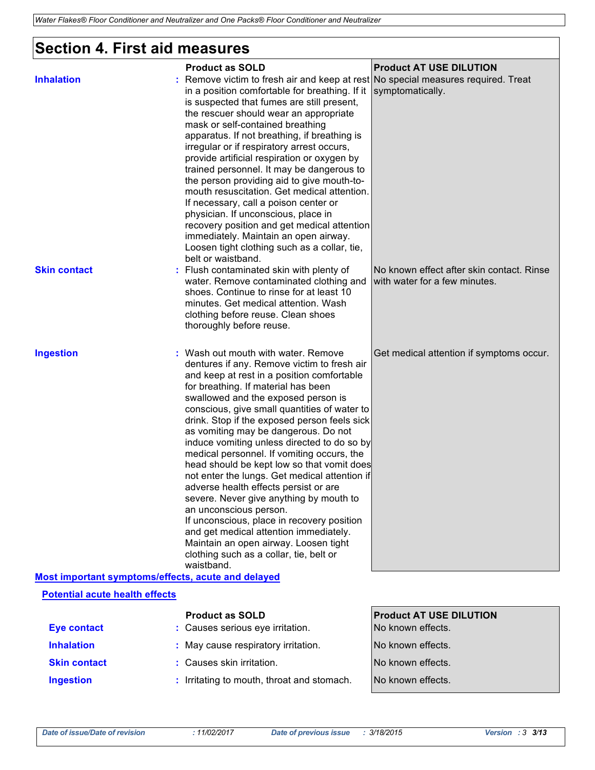## Section 4. First aid measures

| | Product as SOLD | Product AT USE DILUTION |
|---|---|---|
| **Inhalation** | Remove victim to fresh air and keep at rest in a position comfortable for breathing. If it is suspected that fumes are still present, the rescuer should wear an appropriate mask or self-contained breathing apparatus. If not breathing, if breathing is irregular or if respiratory arrest occurs, provide artificial respiration or oxygen by trained personnel. It may be dangerous to the person providing aid to give mouth-to-mouth resuscitation. Get medical attention. If necessary, call a poison center or physician. If unconscious, place in recovery position and get medical attention immediately. Maintain an open airway. Loosen tight clothing such as a collar, tie, belt or waistband. | No special measures required. Treat symptomatically. |
| **Skin contact** | Flush contaminated skin with plenty of water. Remove contaminated clothing and shoes. Continue to rinse for at least 10 minutes. Get medical attention. Wash clothing before reuse. Clean shoes thoroughly before reuse. | No known effect after skin contact. Rinse with water for a few minutes. |
| **Ingestion** | Wash out mouth with water. Remove dentures if any. Remove victim to fresh air and keep at rest in a position comfortable for breathing. If material has been swallowed and the exposed person is conscious, give small quantities of water to drink. Stop if the exposed person feels sick as vomiting may be dangerous. Do not induce vomiting unless directed to do so by medical personnel. If vomiting occurs, the head should be kept low so that vomit does not enter the lungs. Get medical attention if adverse health effects persist or are severe. Never give anything by mouth to an unconscious person. If unconscious, place in recovery position and get medical attention immediately. Maintain an open airway. Loosen tight clothing such as a collar, tie, belt or waistband. | Get medical attention if symptoms occur. |

### Most important symptoms/effects, acute and delayed

#### Potential acute health effects

| | Product as SOLD | Product AT USE DILUTION |
|---|---|---|
| **Eye contact** | Causes serious eye irritation. | No known effects. |
| **Inhalation** | May cause respiratory irritation. | No known effects. |
| **Skin contact** | Causes skin irritation. | No known effects. |
| **Ingestion** | Irritating to mouth, throat and stomach. | No known effects. |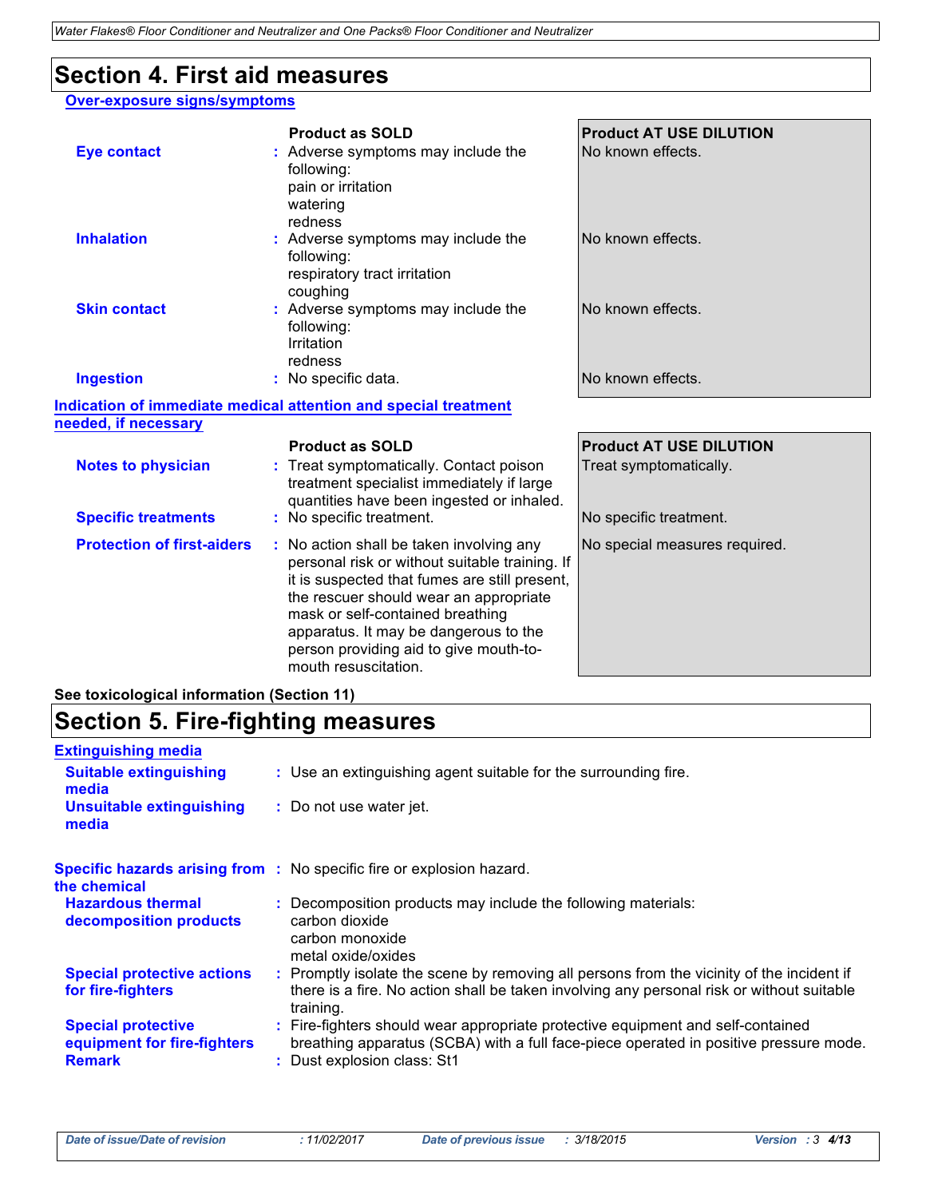## Section 4. First aid measures

### Over-exposure signs/symptoms

| | Product as SOLD | Product AT USE DILUTION |
|---|---|---|
| **Eye contact** | Adverse symptoms may include the following: pain or irritation, watering, redness | No known effects. |
| **Inhalation** | Adverse symptoms may include the following: respiratory tract irritation, coughing | No known effects. |
| **Skin contact** | Adverse symptoms may include the following: Irritation, redness | No known effects. |
| **Ingestion** | No specific data. | No known effects. |

### Indication of immediate medical attention and special treatment needed, if necessary

| | Product as SOLD | Product AT USE DILUTION |
|---|---|---|
| **Notes to physician** | Treat symptomatically. Contact poison treatment specialist immediately if large quantities have been ingested or inhaled. | Treat symptomatically. |
| **Specific treatments** | No specific treatment. | No specific treatment. |
| **Protection of first-aiders** | No action shall be taken involving any personal risk or without suitable training. If it is suspected that fumes are still present, the rescuer should wear an appropriate mask or self-contained breathing apparatus. It may be dangerous to the person providing aid to give mouth-to-mouth resuscitation. | No special measures required. |

**See toxicological information (Section 11)**

## Section 5. Fire-fighting measures

### Extinguishing media

**Suitable extinguishing media** : Use an extinguishing agent suitable for the surrounding fire.

**Unsuitable extinguishing media** : Do not use water jet.

**Specific hazards arising from the chemical** : No specific fire or explosion hazard.

**Hazardous thermal decomposition products** : Decomposition products may include the following materials:
carbon dioxide
carbon monoxide
metal oxide/oxides

**Special protective actions for fire-fighters** : Promptly isolate the scene by removing all persons from the vicinity of the incident if there is a fire. No action shall be taken involving any personal risk or without suitable training.

**Special protective equipment for fire-fighters** : Fire-fighters should wear appropriate protective equipment and self-contained breathing apparatus (SCBA) with a full face-piece operated in positive pressure mode.

**Remark** : Dust explosion class: St1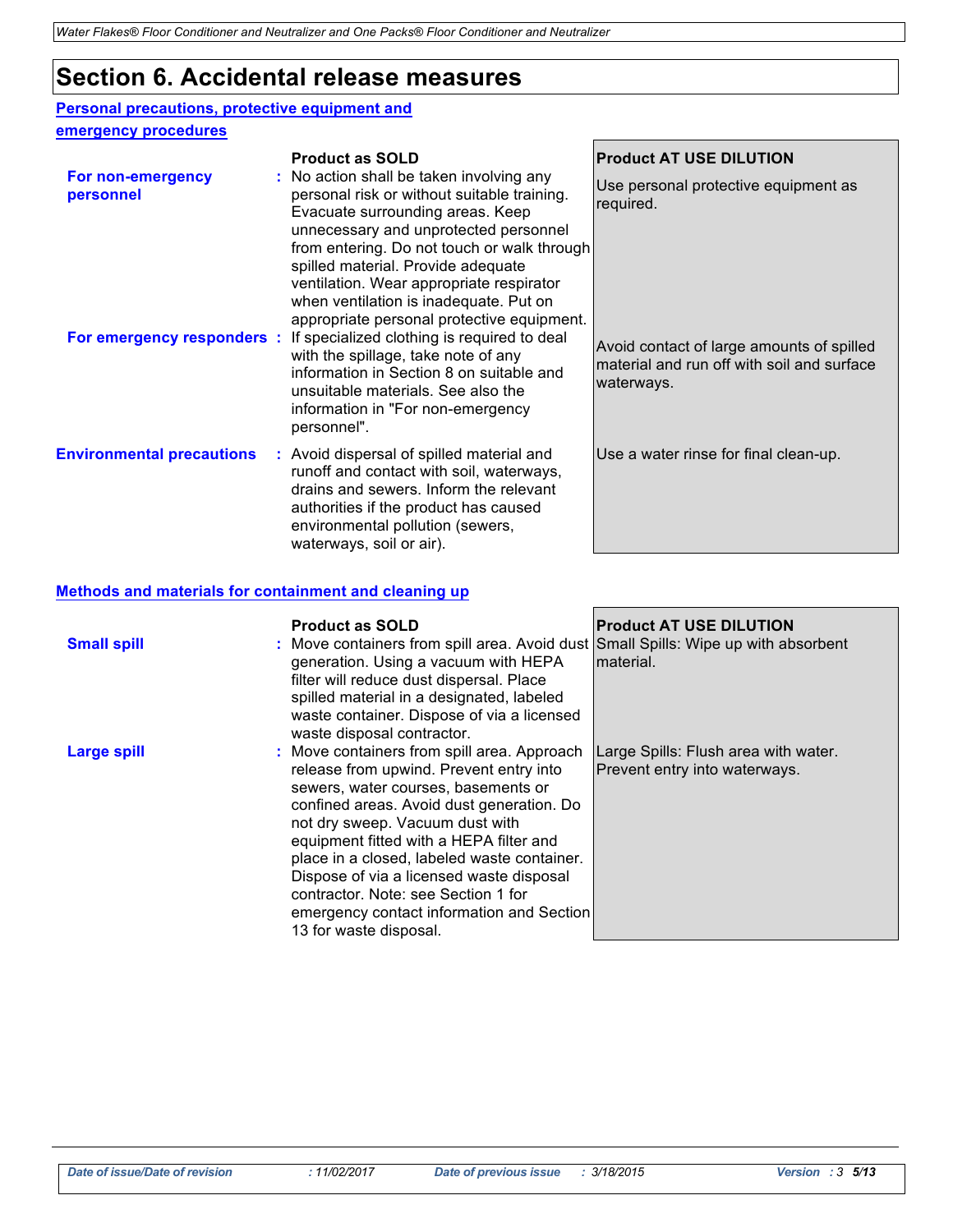# Section 6. Accidental release measures

## Personal precautions, protective equipment and emergency procedures

| | Product as SOLD | Product AT USE DILUTION |
|---|---|---|
| **For non-emergency personnel** | No action shall be taken involving any personal risk or without suitable training. Evacuate surrounding areas. Keep unnecessary and unprotected personnel from entering. Do not touch or walk through spilled material. Provide adequate ventilation. Wear appropriate respirator when ventilation is inadequate. Put on appropriate personal protective equipment. | Use personal protective equipment as required. |
| **For emergency responders** | If specialized clothing is required to deal with the spillage, take note of any information in Section 8 on suitable and unsuitable materials. See also the information in "For non-emergency personnel". | Avoid contact of large amounts of spilled material and run off with soil and surface waterways. |
| **Environmental precautions** | Avoid dispersal of spilled material and runoff and contact with soil, waterways, drains and sewers. Inform the relevant authorities if the product has caused environmental pollution (sewers, waterways, soil or air). | Use a water rinse for final clean-up. |

## Methods and materials for containment and cleaning up

| | Product as SOLD | Product AT USE DILUTION |
|---|---|---|
| **Small spill** | Move containers from spill area. Avoid dust generation. Using a vacuum with HEPA filter will reduce dust dispersal. Place spilled material in a designated, labeled waste container. Dispose of via a licensed waste disposal contractor. | Small Spills: Wipe up with absorbent material. |
| **Large spill** | Move containers from spill area. Approach release from upwind. Prevent entry into sewers, water courses, basements or confined areas. Avoid dust generation. Do not dry sweep. Vacuum dust with equipment fitted with a HEPA filter and place in a closed, labeled waste container. Dispose of via a licensed waste disposal contractor. Note: see Section 1 for emergency contact information and Section 13 for waste disposal. | Large Spills: Flush area with water. Prevent entry into waterways. |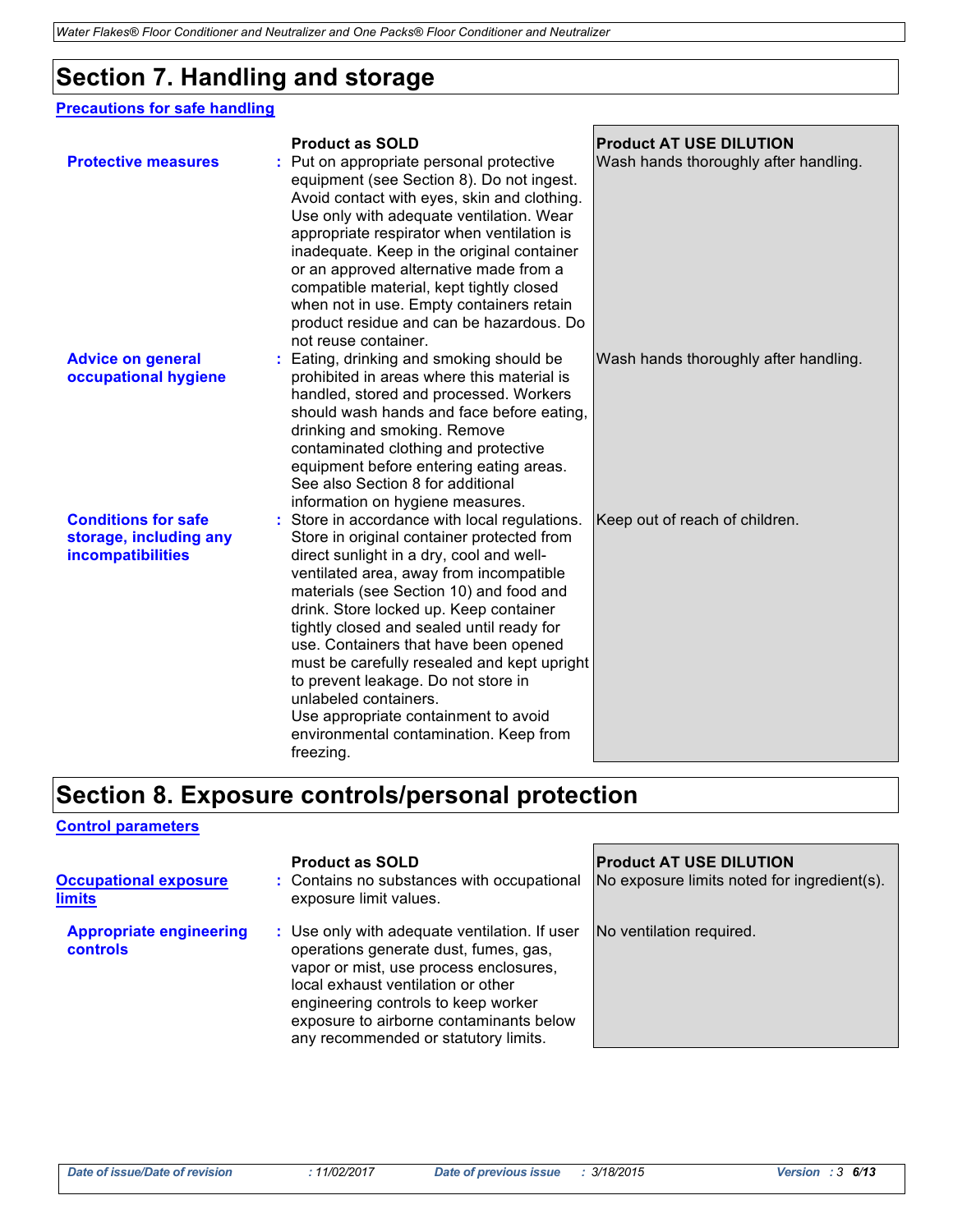# Section 7. Handling and storage

## Precautions for safe handling

| | Product as SOLD | Product AT USE DILUTION |
|---|---|---|
| **Protective measures** | Put on appropriate personal protective equipment (see Section 8). Do not ingest. Avoid contact with eyes, skin and clothing. Use only with adequate ventilation. Wear appropriate respirator when ventilation is inadequate. Keep in the original container or an approved alternative made from a compatible material, kept tightly closed when not in use. Empty containers retain product residue and can be hazardous. Do not reuse container. | Wash hands thoroughly after handling. |
| **Advice on general occupational hygiene** | Eating, drinking and smoking should be prohibited in areas where this material is handled, stored and processed. Workers should wash hands and face before eating, drinking and smoking. Remove contaminated clothing and protective equipment before entering eating areas. See also Section 8 for additional information on hygiene measures. | Wash hands thoroughly after handling. |
| **Conditions for safe storage, including any incompatibilities** | Store in accordance with local regulations. Store in original container protected from direct sunlight in a dry, cool and well-ventilated area, away from incompatible materials (see Section 10) and food and drink. Store locked up. Keep container tightly closed and sealed until ready for use. Containers that have been opened must be carefully resealed and kept upright to prevent leakage. Do not store in unlabeled containers. Use appropriate containment to avoid environmental contamination. Keep from freezing. | Keep out of reach of children. |

# Section 8. Exposure controls/personal protection

## Control parameters

| | Product as SOLD | Product AT USE DILUTION |
|---|---|---|
| **Occupational exposure limits** | Contains no substances with occupational exposure limit values. | No exposure limits noted for ingredient(s). |
| **Appropriate engineering controls** | Use only with adequate ventilation. If user operations generate dust, fumes, gas, vapor or mist, use process enclosures, local exhaust ventilation or other engineering controls to keep worker exposure to airborne contaminants below any recommended or statutory limits. | No ventilation required. |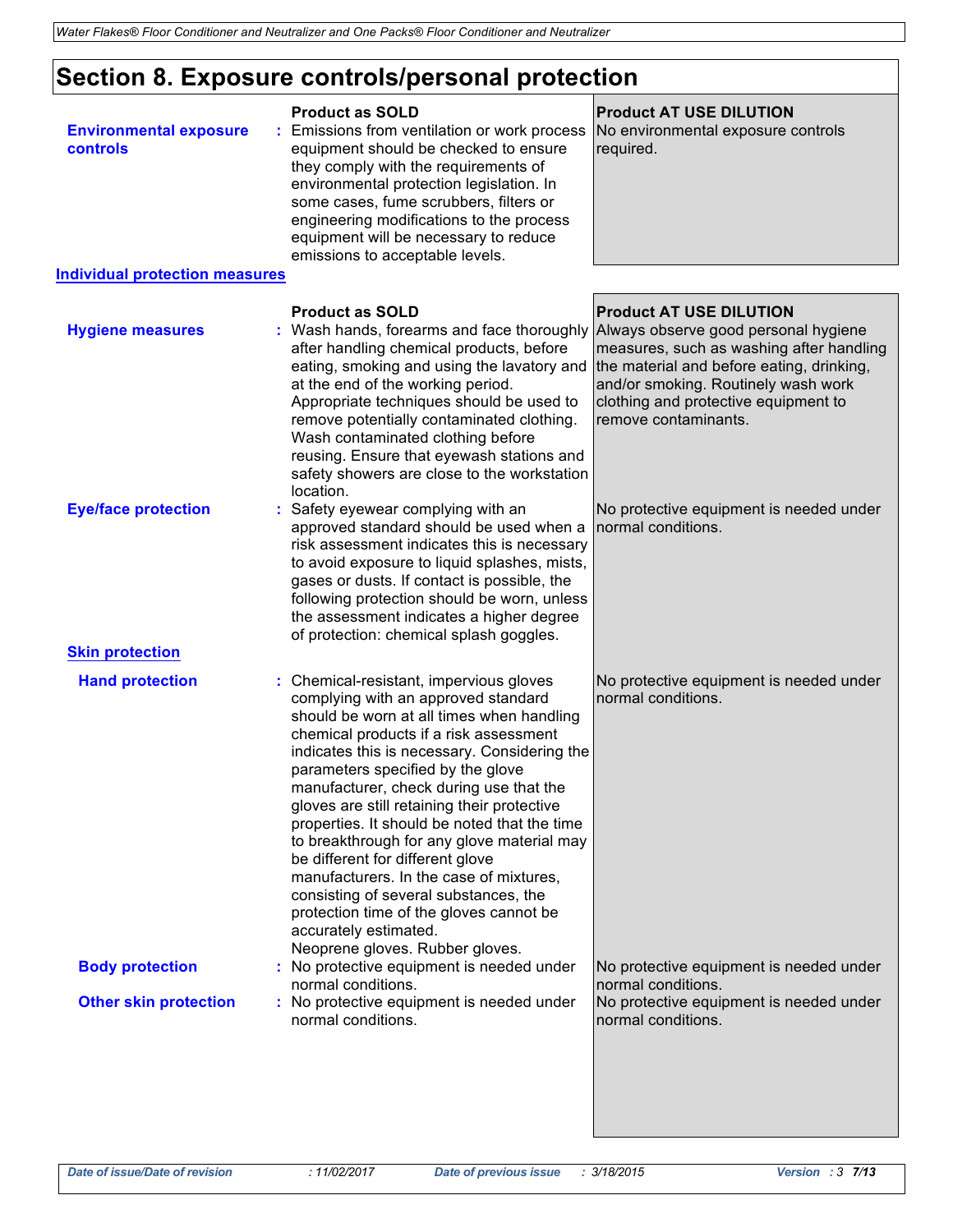# Section 8. Exposure controls/personal protection

| | Product as SOLD | Product AT USE DILUTION |
|---|---|---|
| **Environmental exposure controls** | Emissions from ventilation or work process equipment should be checked to ensure they comply with the requirements of environmental protection legislation. In some cases, fume scrubbers, filters or engineering modifications to the process equipment will be necessary to reduce emissions to acceptable levels. | No environmental exposure controls required. |

## Individual protection measures

| | Product as SOLD | Product AT USE DILUTION |
|---|---|---|
| **Hygiene measures** | Wash hands, forearms and face thoroughly after handling chemical products, before eating, smoking and using the lavatory and at the end of the working period. Appropriate techniques should be used to remove potentially contaminated clothing. Wash contaminated clothing before reusing. Ensure that eyewash stations and safety showers are close to the workstation location. | Always observe good personal hygiene measures, such as washing after handling the material and before eating, drinking, and/or smoking. Routinely wash work clothing and protective equipment to remove contaminants. |
| **Eye/face protection** | Safety eyewear complying with an approved standard should be used when a risk assessment indicates this is necessary to avoid exposure to liquid splashes, mists, gases or dusts. If contact is possible, the following protection should be worn, unless the assessment indicates a higher degree of protection: chemical splash goggles. | No protective equipment is needed under normal conditions. |
| **Skin protection** | | |
| **Hand protection** | Chemical-resistant, impervious gloves complying with an approved standard should be worn at all times when handling chemical products if a risk assessment indicates this is necessary. Considering the parameters specified by the glove manufacturer, check during use that the gloves are still retaining their protective properties. It should be noted that the time to breakthrough for any glove material may be different for different glove manufacturers. In the case of mixtures, consisting of several substances, the protection time of the gloves cannot be accurately estimated. Neoprene gloves. Rubber gloves. | No protective equipment is needed under normal conditions. |
| **Body protection** | No protective equipment is needed under normal conditions. | No protective equipment is needed under normal conditions. |
| **Other skin protection** | No protective equipment is needed under normal conditions. | No protective equipment is needed under normal conditions. |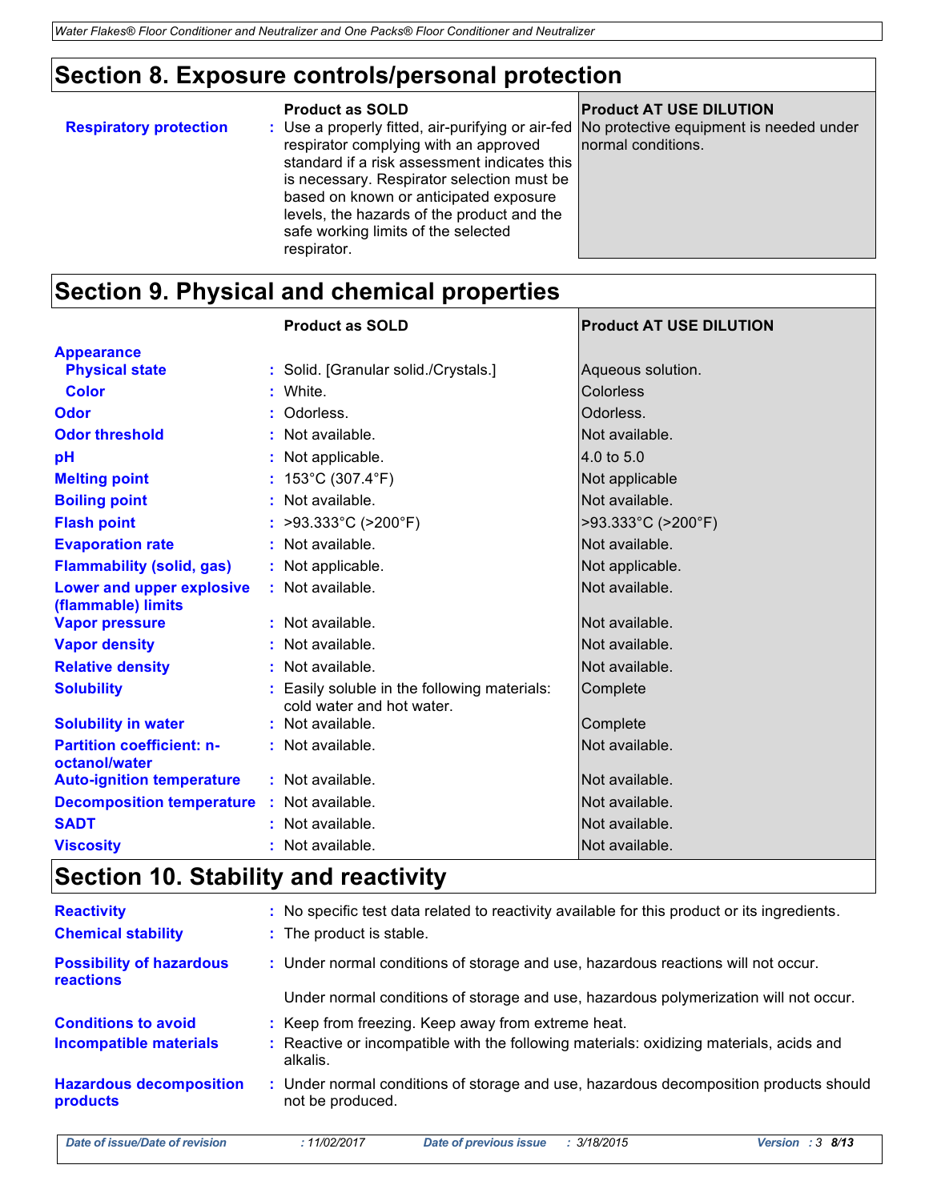## Section 8. Exposure controls/personal protection

| | Product as SOLD | Product AT USE DILUTION |
|---|---|---|
| **Respiratory protection** | Use a properly fitted, air-purifying or air-fed respirator complying with an approved standard if a risk assessment indicates this is necessary. Respirator selection must be based on known or anticipated exposure levels, the hazards of the product and the safe working limits of the selected respirator. | No protective equipment is needed under normal conditions. |

## Section 9. Physical and chemical properties

| | Product as SOLD | Product AT USE DILUTION |
|---|---|---|
| **Appearance** | | |
| **Physical state** | Solid. [Granular solid./Crystals.] | Aqueous solution. |
| **Color** | White. | Colorless |
| **Odor** | Odorless. | Odorless. |
| **Odor threshold** | Not available. | Not available. |
| **pH** | Not applicable. | 4.0 to 5.0 |
| **Melting point** | 153°C (307.4°F) | Not applicable |
| **Boiling point** | Not available. | Not available. |
| **Flash point** | >93.333°C (>200°F) | >93.333°C (>200°F) |
| **Evaporation rate** | Not available. | Not available. |
| **Flammability (solid, gas)** | Not applicable. | Not applicable. |
| **Lower and upper explosive (flammable) limits** | Not available. | Not available. |
| **Vapor pressure** | Not available. | Not available. |
| **Vapor density** | Not available. | Not available. |
| **Relative density** | Not available. | Not available. |
| **Solubility** | Easily soluble in the following materials: cold water and hot water. | Complete |
| **Solubility in water** | Not available. | Complete |
| **Partition coefficient: n-octanol/water** | Not available. | Not available. |
| **Auto-ignition temperature** | Not available. | Not available. |
| **Decomposition temperature** | Not available. | Not available. |
| **SADT** | Not available. | Not available. |
| **Viscosity** | Not available. | Not available. |

## Section 10. Stability and reactivity

**Reactivity** : No specific test data related to reactivity available for this product or its ingredients.

**Chemical stability** : The product is stable.

**Possibility of hazardous reactions** : Under normal conditions of storage and use, hazardous reactions will not occur.

Under normal conditions of storage and use, hazardous polymerization will not occur.

**Conditions to avoid** : Keep from freezing. Keep away from extreme heat.

**Incompatible materials** : Reactive or incompatible with the following materials: oxidizing materials, acids and alkalis.

**Hazardous decomposition products** : Under normal conditions of storage and use, hazardous decomposition products should not be produced.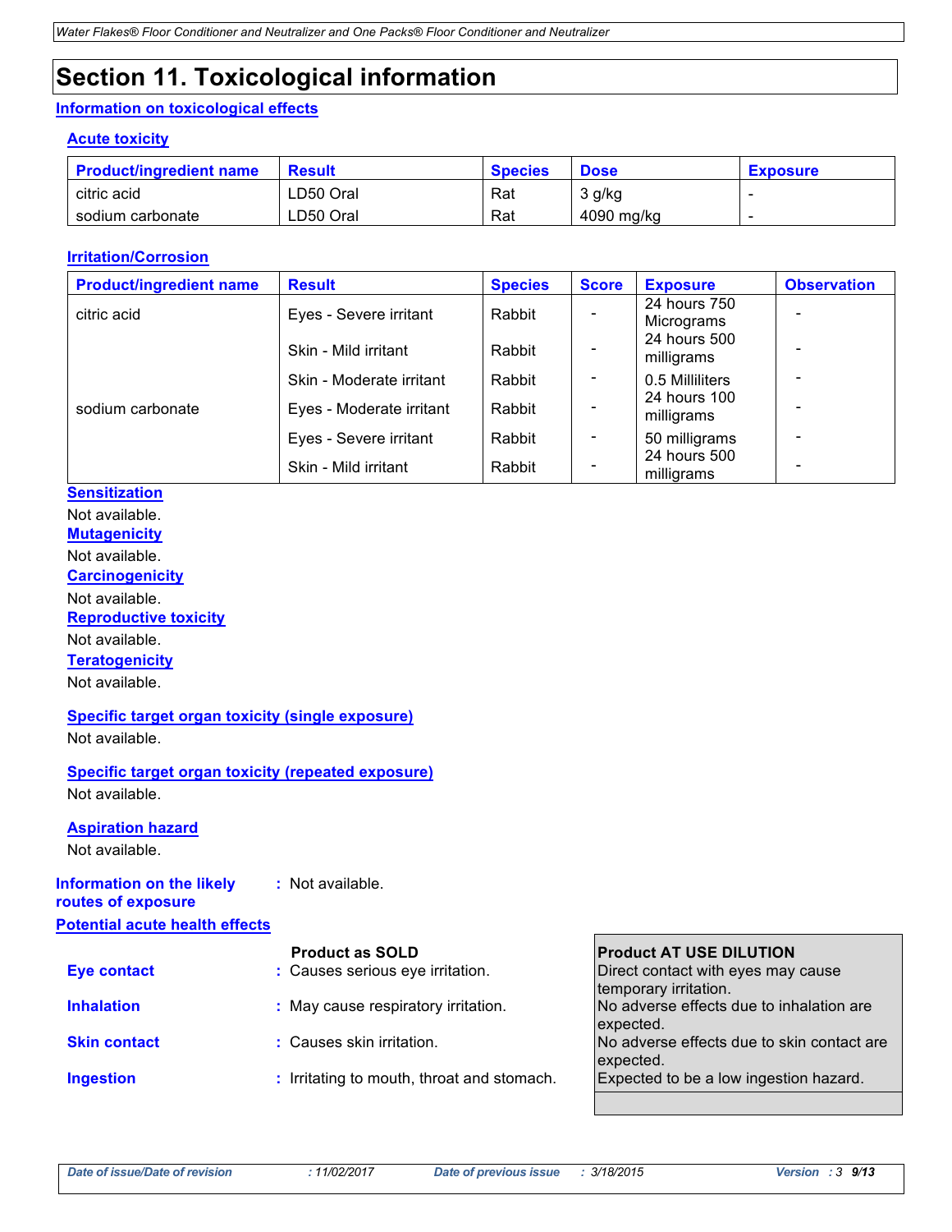# Section 11. Toxicological information

## Information on toxicological effects

### Acute toxicity

| Product/ingredient name | Result | Species | Dose | Exposure |
|---|---|---|---|---|
| citric acid | LD50 Oral | Rat | 3 g/kg | - |
| sodium carbonate | LD50 Oral | Rat | 4090 mg/kg | - |

### Irritation/Corrosion

| Product/ingredient name | Result | Species | Score | Exposure | Observation |
|---|---|---|---|---|---|
| citric acid | Eyes - Severe irritant | Rabbit | - | 24 hours 750 Micrograms | - |
| | Skin - Mild irritant | Rabbit | - | 24 hours 500 milligrams | - |
| | Skin - Moderate irritant | Rabbit | - | 0.5 Milliliters | - |
| sodium carbonate | Eyes - Moderate irritant | Rabbit | - | 24 hours 100 milligrams | - |
| | Eyes - Severe irritant | Rabbit | - | 50 milligrams | - |
| | Skin - Mild irritant | Rabbit | - | 24 hours 500 milligrams | - |

### Sensitization

Not available.

### Mutagenicity

Not available.

### Carcinogenicity

Not available.

### Reproductive toxicity

Not available.

### Teratogenicity

Not available.

### Specific target organ toxicity (single exposure)

Not available.

### Specific target organ toxicity (repeated exposure)

Not available.

### Aspiration hazard

Not available.

**Information on the likely routes of exposure** : Not available.

## Potential acute health effects

| | Product as SOLD | Product AT USE DILUTION |
|---|---|---|
| **Eye contact** | : Causes serious eye irritation. | Direct contact with eyes may cause temporary irritation. |
| **Inhalation** | : May cause respiratory irritation. | No adverse effects due to inhalation are expected. |
| **Skin contact** | : Causes skin irritation. | No adverse effects due to skin contact are expected. |
| **Ingestion** | : Irritating to mouth, throat and stomach. | Expected to be a low ingestion hazard. |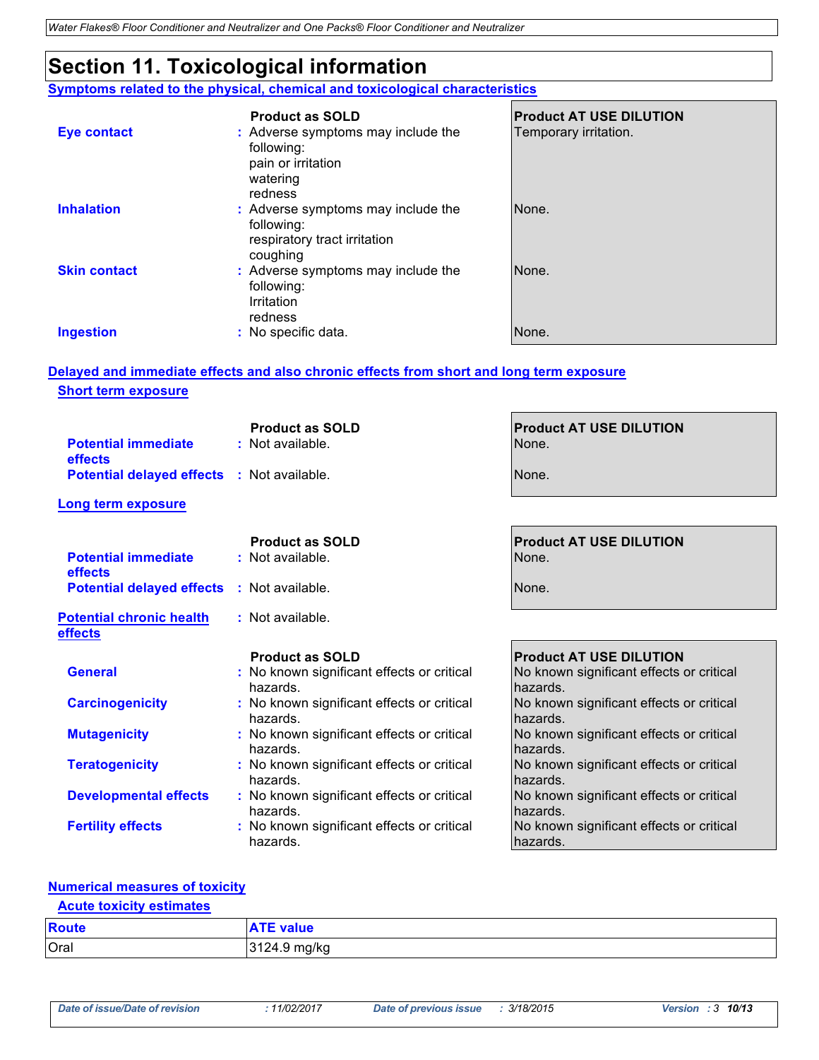# Section 11. Toxicological information

## Symptoms related to the physical, chemical and toxicological characteristics

| | Product as SOLD | Product AT USE DILUTION |
|---|---|---|
| **Eye contact** | Adverse symptoms may include the following: pain or irritation, watering, redness | Temporary irritation. |
| **Inhalation** | Adverse symptoms may include the following: respiratory tract irritation, coughing | None. |
| **Skin contact** | Adverse symptoms may include the following: Irritation, redness | None. |
| **Ingestion** | No specific data. | None. |

## Delayed and immediate effects and also chronic effects from short and long term exposure

### Short term exposure

| | Product as SOLD | Product AT USE DILUTION |
|---|---|---|
| **Potential immediate effects** | Not available. | None. |
| **Potential delayed effects** | Not available. | None. |

### Long term exposure

| | Product as SOLD | Product AT USE DILUTION |
|---|---|---|
| **Potential immediate effects** | Not available. | None. |
| **Potential delayed effects** | Not available. | None. |

### Potential chronic health effects

Not available.

| | Product as SOLD | Product AT USE DILUTION |
|---|---|---|
| **General** | No known significant effects or critical hazards. | No known significant effects or critical hazards. |
| **Carcinogenicity** | No known significant effects or critical hazards. | No known significant effects or critical hazards. |
| **Mutagenicity** | No known significant effects or critical hazards. | No known significant effects or critical hazards. |
| **Teratogenicity** | No known significant effects or critical hazards. | No known significant effects or critical hazards. |
| **Developmental effects** | No known significant effects or critical hazards. | No known significant effects or critical hazards. |
| **Fertility effects** | No known significant effects or critical hazards. | No known significant effects or critical hazards. |

## Numerical measures of toxicity

### Acute toxicity estimates

| Route | ATE value |
|---|---|
| Oral | 3124.9 mg/kg |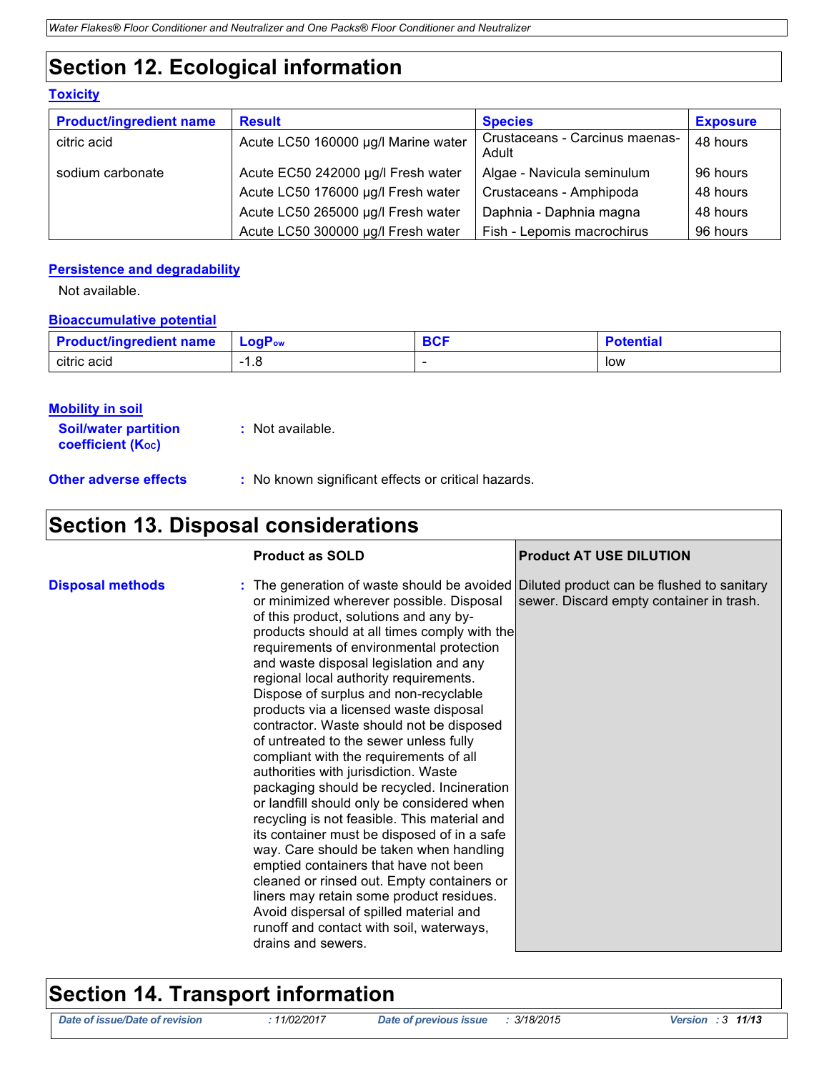## Section 12. Ecological information

### Toxicity

| Product/ingredient name | Result | Species | Exposure |
|---|---|---|---|
| citric acid | Acute LC50 160000 µg/l Marine water | Crustaceans - Carcinus maenas-Adult | 48 hours |
| sodium carbonate | Acute EC50 242000 µg/l Fresh water | Algae - Navicula seminulum | 96 hours |
| | Acute LC50 176000 µg/l Fresh water | Crustaceans - Amphipoda | 48 hours |
| | Acute LC50 265000 µg/l Fresh water | Daphnia - Daphnia magna | 48 hours |
| | Acute LC50 300000 µg/l Fresh water | Fish - Lepomis macrochirus | 96 hours |

### Persistence and degradability

Not available.

### Bioaccumulative potential

| Product/ingredient name | $LogP_{ow}$ | BCF | Potential |
|---|---|---|---|
| citric acid | -1.8 | - | low |

### Mobility in soil

**Soil/water partition coefficient ($K_{OC}$)** : Not available.

**Other adverse effects** : No known significant effects or critical hazards.

## Section 13. Disposal considerations

| | Product as SOLD | Product AT USE DILUTION |
|---|---|---|
| **Disposal methods** | : The generation of waste should be avoided or minimized wherever possible. Disposal of this product, solutions and any by-products should at all times comply with the requirements of environmental protection and waste disposal legislation and any regional local authority requirements. Dispose of surplus and non-recyclable products via a licensed waste disposal contractor. Waste should not be disposed of untreated to the sewer unless fully compliant with the requirements of all authorities with jurisdiction. Waste packaging should be recycled. Incineration or landfill should only be considered when recycling is not feasible. This material and its container must be disposed of in a safe way. Care should be taken when handling emptied containers that have not been cleaned or rinsed out. Empty containers or liners may retain some product residues. Avoid dispersal of spilled material and runoff and contact with soil, waterways, drains and sewers. | Diluted product can be flushed to sanitary sewer. Discard empty container in trash. |

## Section 14. Transport information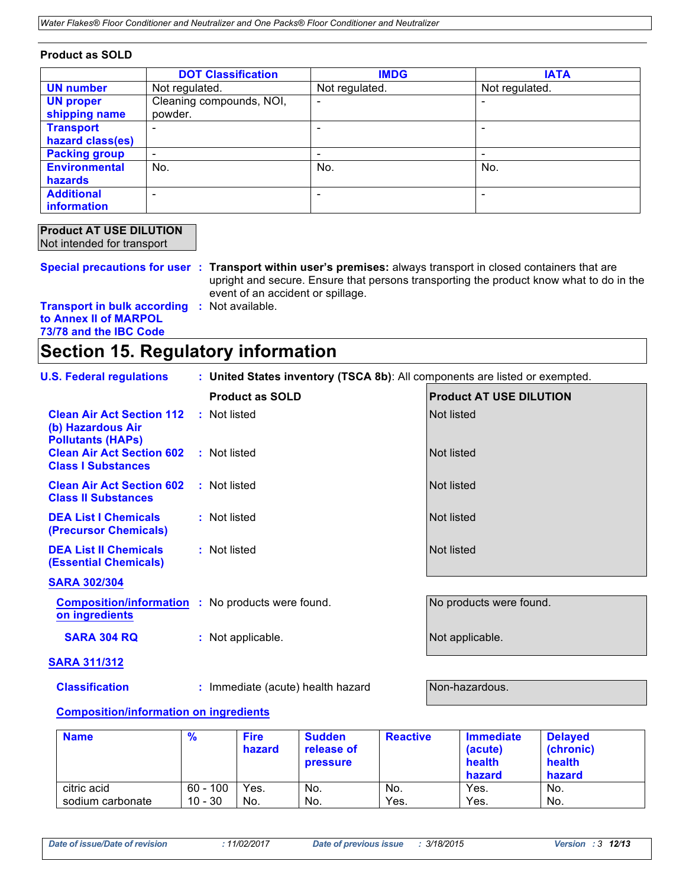**Product as SOLD**

| | DOT Classification | IMDG | IATA |
|---|---|---|---|
| **UN number** | Not regulated. | Not regulated. | Not regulated. |
| **UN proper shipping name** | Cleaning compounds, NOI, powder. | - | - |
| **Transport hazard class(es)** | - | - | - |
| **Packing group** | - | - | - |
| **Environmental hazards** | No. | No. | No. |
| **Additional information** | - | - | - |

**Product AT USE DILUTION**
Not intended for transport

**Special precautions for user** : **Transport within user's premises:** always transport in closed containers that are upright and secure. Ensure that persons transporting the product know what to do in the event of an accident or spillage.

**Transport in bulk according to Annex II of MARPOL 73/78 and the IBC Code** : Not available.

# Section 15. Regulatory information

**U.S. Federal regulations** : **United States inventory (TSCA 8b)**: All components are listed or exempted.

| | Product as SOLD | Product AT USE DILUTION |
|---|---|---|
| **Clean Air Act Section 112 (b) Hazardous Air Pollutants (HAPs)** | Not listed | Not listed |
| **Clean Air Act Section 602 Class I Substances** | Not listed | Not listed |
| **Clean Air Act Section 602 Class II Substances** | Not listed | Not listed |
| **DEA List I Chemicals (Precursor Chemicals)** | Not listed | Not listed |
| **DEA List II Chemicals (Essential Chemicals)** | Not listed | Not listed |

**SARA 302/304**

| | Product as SOLD | Product AT USE DILUTION |
|---|---|---|
| **Composition/information on ingredients** | No products were found. | No products were found. |
| **SARA 304 RQ** | Not applicable. | Not applicable. |

**SARA 311/312**

| | Product as SOLD | Product AT USE DILUTION |
|---|---|---|
| **Classification** | Immediate (acute) health hazard | Non-hazardous. |

**Composition/information on ingredients**

| Name | % | Fire hazard | Sudden release of pressure | Reactive | Immediate (acute) health hazard | Delayed (chronic) health hazard |
|---|---|---|---|---|---|---|
| citric acid | 60 - 100 | Yes. | No. | No. | Yes. | No. |
| sodium carbonate | 10 - 30 | No. | No. | Yes. | Yes. | No. |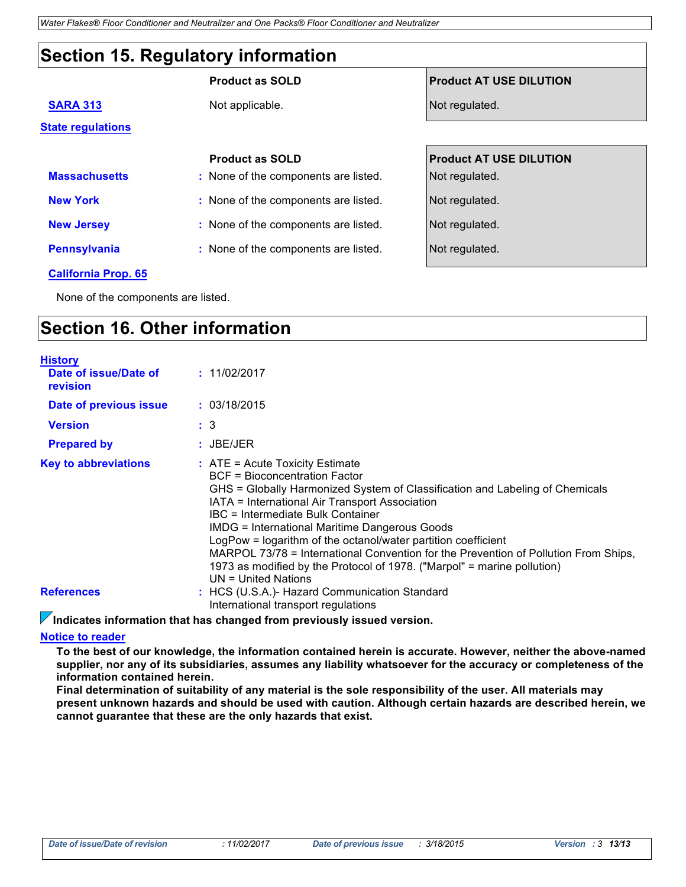## Section 15. Regulatory information

| | Product as SOLD | Product AT USE DILUTION |
|---|---|---|
| **SARA 313** | Not applicable. | Not regulated. |

**State regulations**

| | Product as SOLD | Product AT USE DILUTION |
|---|---|---|
| **Massachusetts** | : None of the components are listed. | Not regulated. |
| **New York** | : None of the components are listed. | Not regulated. |
| **New Jersey** | : None of the components are listed. | Not regulated. |
| **Pennsylvania** | : None of the components are listed. | Not regulated. |

**California Prop. 65**

None of the components are listed.

## Section 16. Other information

**History**

**Date of issue/Date of revision** : 11/02/2017

**Date of previous issue** : 03/18/2015

**Version** : 3

**Prepared by** : JBE/JER

**Key to abbreviations** : ATE = Acute Toxicity Estimate
BCF = Bioconcentration Factor
GHS = Globally Harmonized System of Classification and Labeling of Chemicals
IATA = International Air Transport Association
IBC = Intermediate Bulk Container
IMDG = International Maritime Dangerous Goods
LogPow = logarithm of the octanol/water partition coefficient
MARPOL 73/78 = International Convention for the Prevention of Pollution From Ships, 1973 as modified by the Protocol of 1978. ("Marpol" = marine pollution)
UN = United Nations

**References** : HCS (U.S.A.)- Hazard Communication Standard
International transport regulations

**Indicates information that has changed from previously issued version.**

**Notice to reader**

**To the best of our knowledge, the information contained herein is accurate. However, neither the above-named supplier, nor any of its subsidiaries, assumes any liability whatsoever for the accuracy or completeness of the information contained herein.**
**Final determination of suitability of any material is the sole responsibility of the user. All materials may present unknown hazards and should be used with caution. Although certain hazards are described herein, we cannot guarantee that these are the only hazards that exist.**